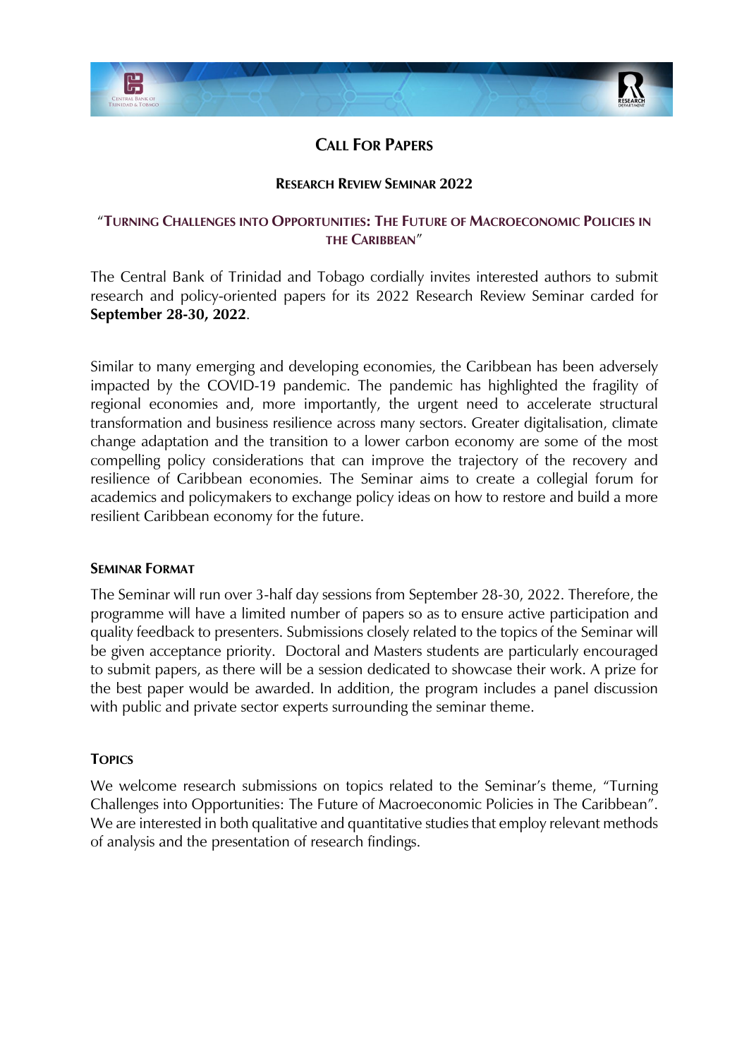# CALL FOR PAPERS

## RESEARCH REVIEW SEMINAR 2022

### "TURNING CHALLENGES INTO OPPORTUNITIES: THE FUTURE OF MACROECONOMIC POLICIES IN THE CARIBBEAN"

The Central Bank of Trinidad and Tobago cordially invites interested authors to submit research and policy-oriented papers for its 2022 Research Review Seminar carded for **September 28-30, 2022**.

Similar to many emerging and developing economies, the Caribbean has been adversely impacted by the COVID-19 pandemic. The pandemic has highlighted the fragility of regional economies and, more importantly, the urgent need to accelerate structural transformation and business resilience across many sectors. Greater digitalisation, climate change adaptation and the transition to a lower carbon economy are some of the most compelling policy considerations that can improve the trajectory of the recovery and resilience of Caribbean economies. The Seminar aims to create a collegial forum for academics and policymakers to exchange policy ideas on how to restore and build a more resilient Caribbean economy for the future.

#### SEMINAR FORMAT

The Seminar will run over 3-half day sessions from September 28-30, 2022. Therefore, the programme will have a limited number of papers so as to ensure active participation and quality feedback to presenters. Submissions closely related to the topics of the Seminar will be given acceptance priority. Doctoral and Masters students are particularly encouraged to submit papers, as there will be a session dedicated to showcase their work. A prize for the best paper would be awarded. In addition, the program includes a panel discussion with public and private sector experts surrounding the seminar theme.

#### TOPICS

We welcome research submissions on topics related to the Seminar's theme, "Turning Challenges into Opportunities: The Future of Macroeconomic Policies in The Caribbean". We are interested in both qualitative and quantitative studies that employ relevant methods of analysis and the presentation of research findings.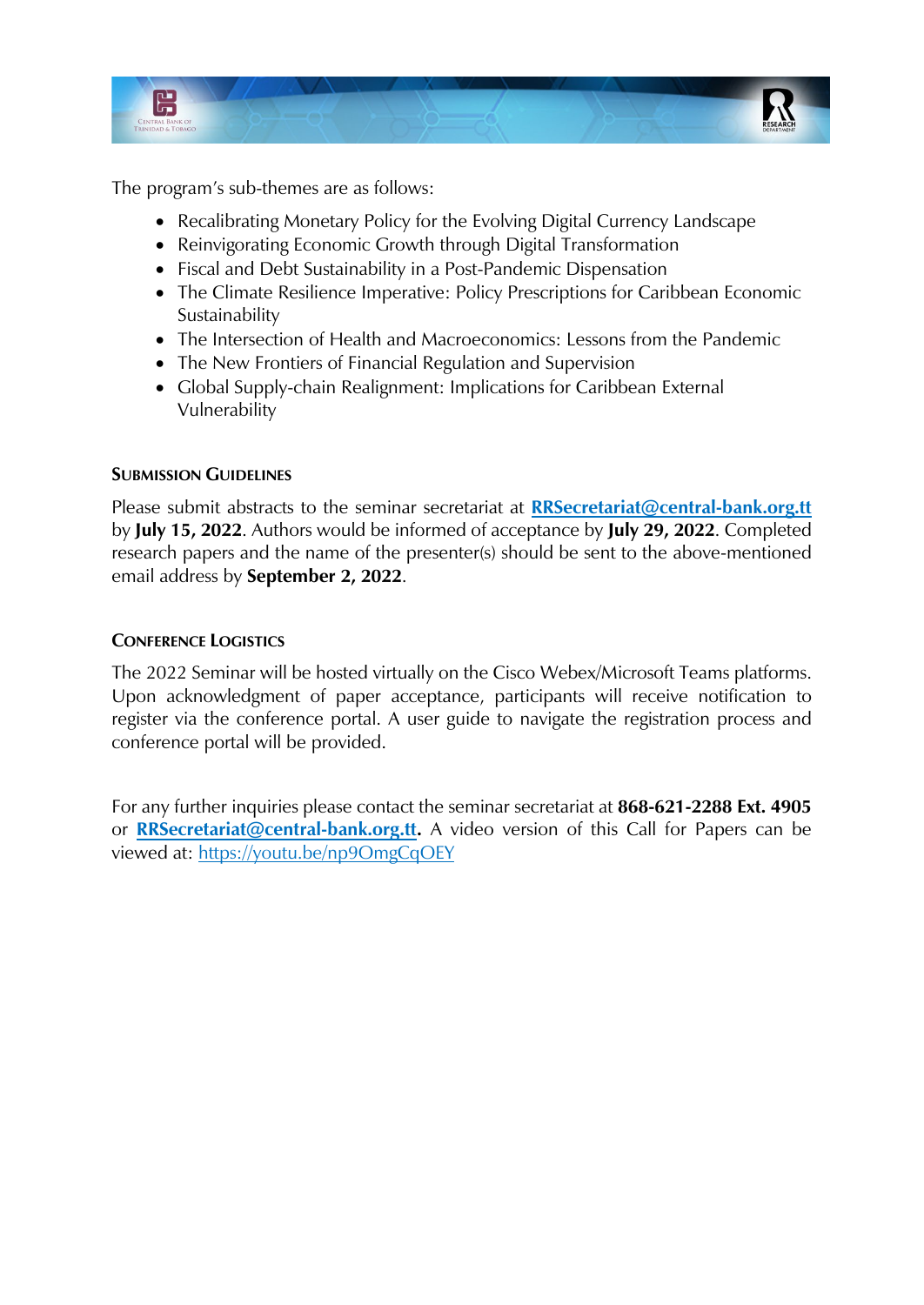The program's sub-themes are as follows:

- Recalibrating Monetary Policy for the Evolving Digital Currency Landscape
- Reinvigorating Economic Growth through Digital Transformation
- Fiscal and Debt Sustainability in a Post-Pandemic Dispensation
- The Climate Resilience Imperative: Policy Prescriptions for Caribbean Economic Sustainability
- The Intersection of Health and Macroeconomics: Lessons from the Pandemic
- The New Frontiers of Financial Regulation and Supervision
- Global Supply-chain Realignment: Implications for Caribbean External Vulnerability

### Submission Guidelines

Please submit abstracts to the seminar secretariat at **RRSecretariat@central-bank.org.tt** by **July 15, 2022**. Authors would be informed of acceptance by **July 29, 2022**. Completed research papers and the name of the presenter(s) should be sent to the above-mentioned email address by **September 2, 2022**.

### Conference Logistics

The 2022 Seminar will be hosted virtually on the Cisco Webex/Microsoft Teams platforms. Upon acknowledgment of paper acceptance, participants will receive notification to register via the conference portal. A user guide to navigate the registration process and conference portal will be provided.

For any further inquiries please contact the seminar secretariat at **868-621-2288 Ext. 4905** or **RRSecretariat@central-bank.org.tt.** A video version of this Call for Papers can be viewed at: https://youtu.be/np9OmgCqOEY